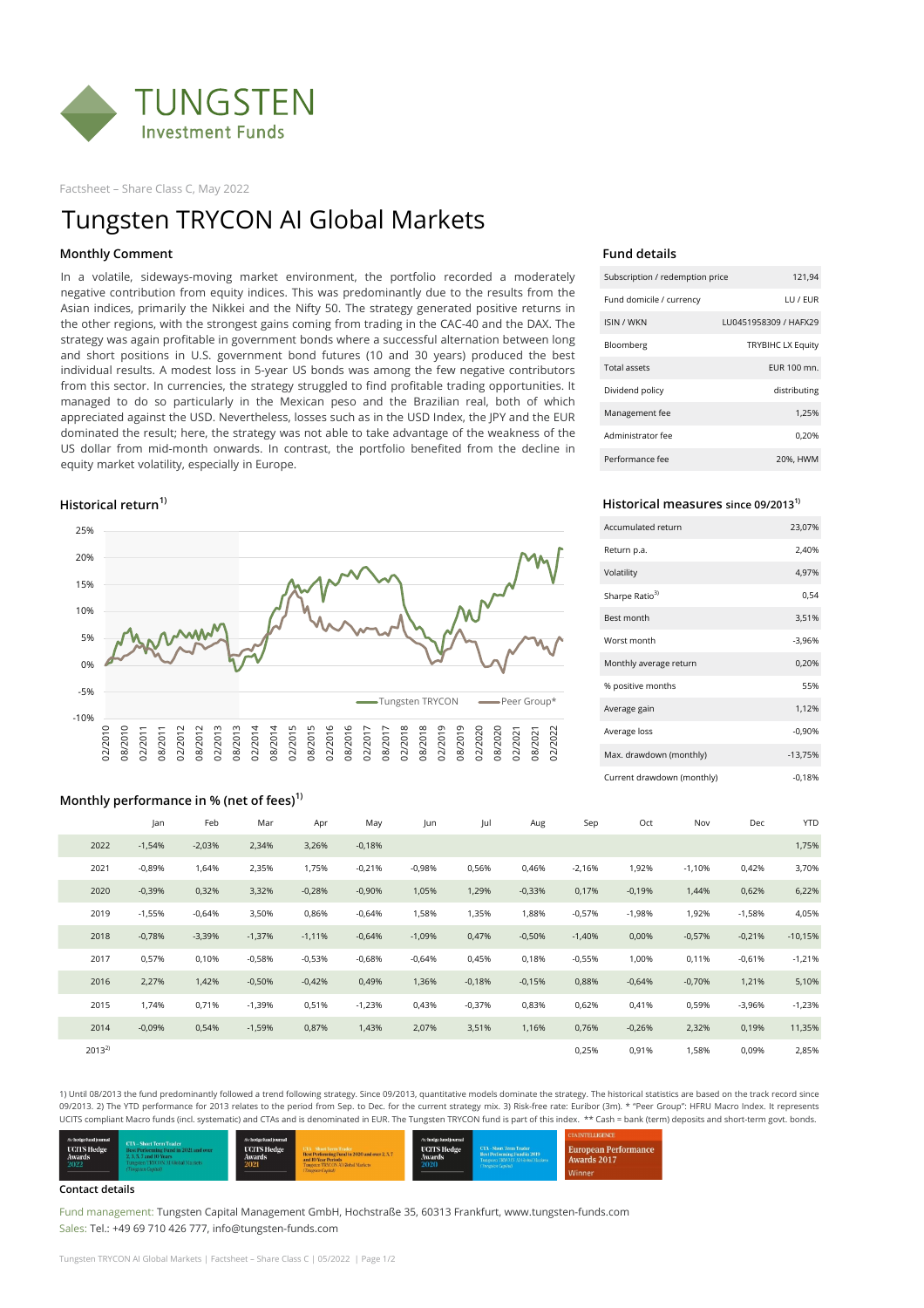TUNGSTEN
Investment Funds

Factsheet – Share Class C, May 2022

# Tungsten TRYCON AI Global Markets

## Monthly Comment

In a volatile, sideways-moving market environment, the portfolio recorded a moderately negative contribution from equity indices. This was predominantly due to the results from the Asian indices, primarily the Nikkei and the Nifty 50. The strategy generated positive returns in the other regions, with the strongest gains coming from trading in the CAC-40 and the DAX. The strategy was again profitable in government bonds where a successful alternation between long and short positions in U.S. government bond futures (10 and 30 years) produced the best individual results. A modest loss in 5-year US bonds was among the few negative contributors from this sector. In currencies, the strategy struggled to find profitable trading opportunities. It managed to do so particularly in the Mexican peso and the Brazilian real, both of which appreciated against the USD. Nevertheless, losses such as in the USD Index, the JPY and the EUR dominated the result; here, the strategy was not able to take advantage of the weakness of the US dollar from mid-month onwards. In contrast, the portfolio benefited from the decline in equity market volatility, especially in Europe.

## Fund details

| | |
|---|---|
| Subscription / redemption price | 121,94 |
| Fund domicile / currency | LU / EUR |
| ISIN / WKN | LU0451958309 / HAFX29 |
| Bloomberg | TRYBIHC LX Equity |
| Total assets | EUR 100 mn. |
| Dividend policy | distributing |
| Management fee | 1,25% |
| Administrator fee | 0,20% |
| Performance fee | 20%, HWM |

## Historical return[1]

(Chart: Tungsten TRYCON vs. Peer Group*, 02/2010 – 02/2022, y-axis -10% to 25%)

## Historical measures since 09/2013[1]

| | |
|---|---|
| Accumulated return | 23,07% |
| Return p.a. | 2,40% |
| Volatility | 4,97% |
| Sharpe Ratio[3] | 0,54 |
| Best month | 3,51% |
| Worst month | -3,96% |
| Monthly average return | 0,20% |
| % positive months | 55% |
| Average gain | 1,12% |
| Average loss | -0,90% |
| Max. drawdown (monthly) | -13,75% |
| Current drawdown (monthly) | -0,18% |

## Monthly performance in % (net of fees)[1]

| | Jan | Feb | Mar | Apr | May | Jun | Jul | Aug | Sep | Oct | Nov | Dec | YTD |
|---|---|---|---|---|---|---|---|---|---|---|---|---|---|
| 2022 | -1,54% | -2,03% | 2,34% | 3,26% | -0,18% | | | | | | | | 1,75% |
| 2021 | -0,89% | 1,64% | 2,35% | 1,75% | -0,21% | -0,98% | 0,56% | 0,46% | -2,16% | 1,92% | -1,10% | 0,42% | 3,70% |
| 2020 | -0,39% | 0,32% | 3,32% | -0,28% | -0,90% | 1,05% | 1,29% | -0,33% | 0,17% | -0,19% | 1,44% | 0,62% | 6,22% |
| 2019 | -1,55% | -0,64% | 3,50% | 0,86% | -0,64% | 1,58% | 1,35% | 1,88% | -0,57% | -1,98% | 1,92% | -1,58% | 4,05% |
| 2018 | -0,78% | -3,39% | -1,37% | -1,11% | -0,64% | -1,09% | 0,47% | -0,50% | -1,40% | 0,00% | -0,57% | -0,21% | -10,15% |
| 2017 | 0,57% | 0,10% | -0,58% | -0,53% | -0,68% | -0,64% | 0,45% | 0,18% | -0,55% | 1,00% | 0,11% | -0,61% | -1,21% |
| 2016 | 2,27% | 1,42% | -0,50% | -0,42% | 0,49% | 1,36% | -0,18% | -0,15% | 0,88% | -0,64% | -0,70% | 1,21% | 5,10% |
| 2015 | 1,74% | 0,71% | -1,39% | 0,51% | -1,23% | 0,43% | -0,37% | 0,83% | 0,62% | 0,41% | 0,59% | -3,96% | -1,23% |
| 2014 | -0,09% | 0,54% | -1,59% | 0,87% | 1,43% | 2,07% | 3,51% | 1,16% | 0,76% | -0,26% | 2,32% | 0,19% | 11,35% |
| 2013[2] | | | | | | | | | 0,25% | 0,91% | 1,58% | 0,09% | 2,85% |

1) Until 08/2013 the fund predominantly followed a trend following strategy. Since 09/2013, quantitative models dominate the strategy. The historical statistics are based on the track record since 09/2013. 2) The YTD performance for 2013 relates to the period from Sep. to Dec. for the current strategy mix. 3) Risk-free rate: Euribor (3m). * "Peer Group": HFRU Macro Index. It represents UCITS compliant Macro funds (incl. systematic) and CTAs and is denominated in EUR. The Tungsten TRYCON fund is part of this index. ** Cash = bank (term) deposits and short-term govt. bonds.

UCITS Hedge Awards 2022 – CTA – Short Term Trader: Best Performing Fund in 2021 and over 2, 3, 5, 7 and 10 Years | UCITS Hedge Awards 2021 – CTA – Short Term Trader: Best Performing Fund in 2020 and over 2, 3, 7 and 10 Year Periods | UCITS Hedge Awards 2020 – CTA – Short Term Trader: Best Performing Fund in 2019 | CTA Intelligence European Performance Awards 2017 Winner

### Contact details

Fund management: Tungsten Capital Management GmbH, Hochstraße 35, 60313 Frankfurt, www.tungsten-funds.com
Sales: Tel.: +49 69 710 426 777, info@tungsten-funds.com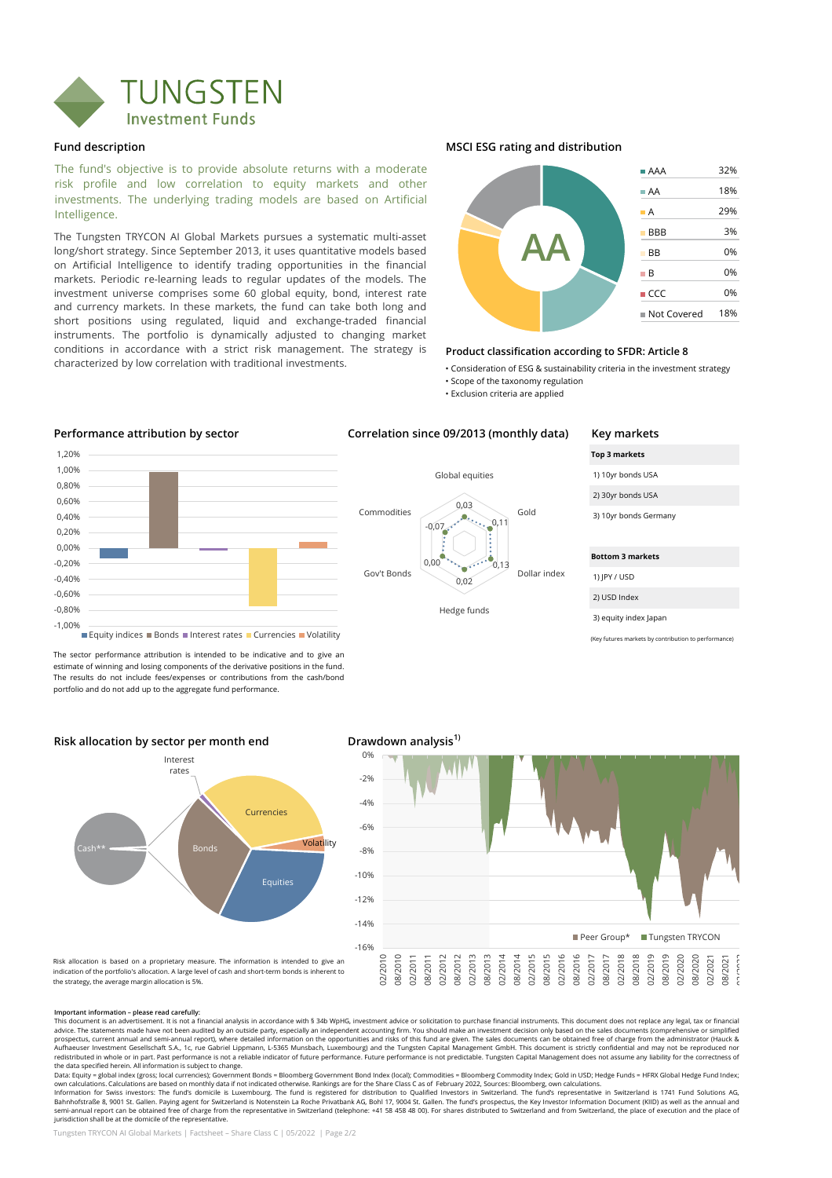# TUNGSTEN
Investment Funds

## Fund description

The fund's objective is to provide absolute returns with a moderate risk profile and low correlation to equity markets and other investments. The underlying trading models are based on Artificial Intelligence.

The Tungsten TRYCON AI Global Markets pursues a systematic multi-asset long/short strategy. Since September 2013, it uses quantitative models based on Artificial Intelligence to identify trading opportunities in the financial markets. Periodic re-learning leads to regular updates of the models. The investment universe comprises some 60 global equity, bond, interest rate and currency markets. In these markets, the fund can take both long and short positions using regulated, liquid and exchange-traded financial instruments. The portfolio is dynamically adjusted to changing market conditions in accordance with a strict risk management. The strategy is characterized by low correlation with traditional investments.

## MSCI ESG rating and distribution

AA

AAA 32%
AA 18%
A 29%
BBB 3%
BB 0%
B 0%
CCC 0%
Not Covered 18%

## Product classification according to SFDR: Article 8

- Consideration of ESG & sustainability criteria in the investment strategy
- Scope of the taxonomy regulation
- Exclusion criteria are applied

## Performance attribution by sector

1,20%
1,00%
0,80%
0,60%
0,40%
0,20%
0,00%
-0,20%
-0,40%
-0,60%
-0,80%
-1,00%

Equity indices, Bonds, Interest rates, Currencies, Volatility

The sector performance attribution is intended to be indicative and to give an estimate of winning and losing components of the derivative positions in the fund. The results do not include fees/expenses or contributions from the cash/bond portfolio and do not add up to the aggregate fund performance.

## Correlation since 09/2013 (monthly data)

Global equities 0,03
Gold 0,11
Dollar index 0,13
Hedge funds 0,02
Gov't Bonds 0,00
Commodities -0,07

## Key markets

| Top 3 markets |
|---|
| 1) 10yr bonds USA |
| 2) 30yr bonds USA |
| 3) 10yr bonds Germany |

| Bottom 3 markets |
|---|
| 1) JPY / USD |
| 2) USD Index |
| 3) equity index Japan |

(Key futures markets by contribution to performance)

## Risk allocation by sector per month end

Interest rates
Currencies
Volatility
Cash**
Bonds
Equities

Risk allocation is based on a proprietary measure. The information is intended to give an indication of the portfolio's allocation. A large level of cash and short-term bonds is inherent to the strategy, the average margin allocation is 5%.

## Drawdown analysis[1]

0%
-2%
-4%
-6%
-8%
-10%
-12%
-14%
-16%

Peer Group* Tungsten TRYCON

02/2010 08/2010 02/2011 08/2011 02/2012 08/2012 02/2013 08/2013 02/2014 08/2014 02/2015 08/2015 02/2016 08/2016 02/2017 08/2017 02/2018 08/2018 02/2019 08/2019 02/2020 08/2020 02/2021 08/2021

**Important information – please read carefully:**
This document is an advertisement. It is not a financial analysis in accordance with § 34b WpHG, investment advice or solicitation to purchase financial instruments. This document does not replace any legal, tax or financial advice. The statements made have not been audited by an outside party, especially an independent accounting firm. You should make an investment decision only based on the sales documents (comprehensive or simplified prospectus, current annual and semi-annual report), where detailed information on the opportunities and risks of this fund are given. The sales documents can be obtained free of charge from the administrator (Hauck & Aufhaeuser Investment Gesellschaft S.A., 1c, rue Gabriel Lippmann, L-5365 Munsbach, Luxembourg) and the Tungsten Capital Management GmbH. This document is strictly confidential and may not be reproduced nor redistributed in whole or in part. Past performance is not a reliable indicator of future performance. Future performance is not predictable. Tungsten Capital Management does not assume any liability for the correctness of the data specified herein. All information is subject to change.
Data: Equity = global index (gross; local currencies); Government Bonds = Bloomberg Government Bond Index (local); Commodities = Bloomberg Commodity Index; Gold in USD; Hedge Funds = HFRX Global Hedge Fund Index; own calculations. Calculations are based on monthly data if not indicated otherwise. Rankings are for the Share Class C as of February 2022, Sources: Bloomberg, own calculations.
Information for Swiss investors: The fund's domicile is Luxembourg. The fund is registered for distribution to Qualified Investors in Switzerland. The fund's representative in Switzerland is 1741 Fund Solutions AG, Bahnhofstraße 8, 9001 St. Gallen. Paying agent for Switzerland is Notenstein La Roche Privatbank AG, Bohl 17, 9004 St. Gallen. The fund's prospectus, the Key Investor Information Document (KIID) as well as the annual and semi-annual report can be obtained free of charge from the representative in Switzerland (telephone: +41 58 458 48 00). For shares distributed to Switzerland and from Switzerland, the place of execution and the place of jurisdiction shall be at the domicile of the representative.